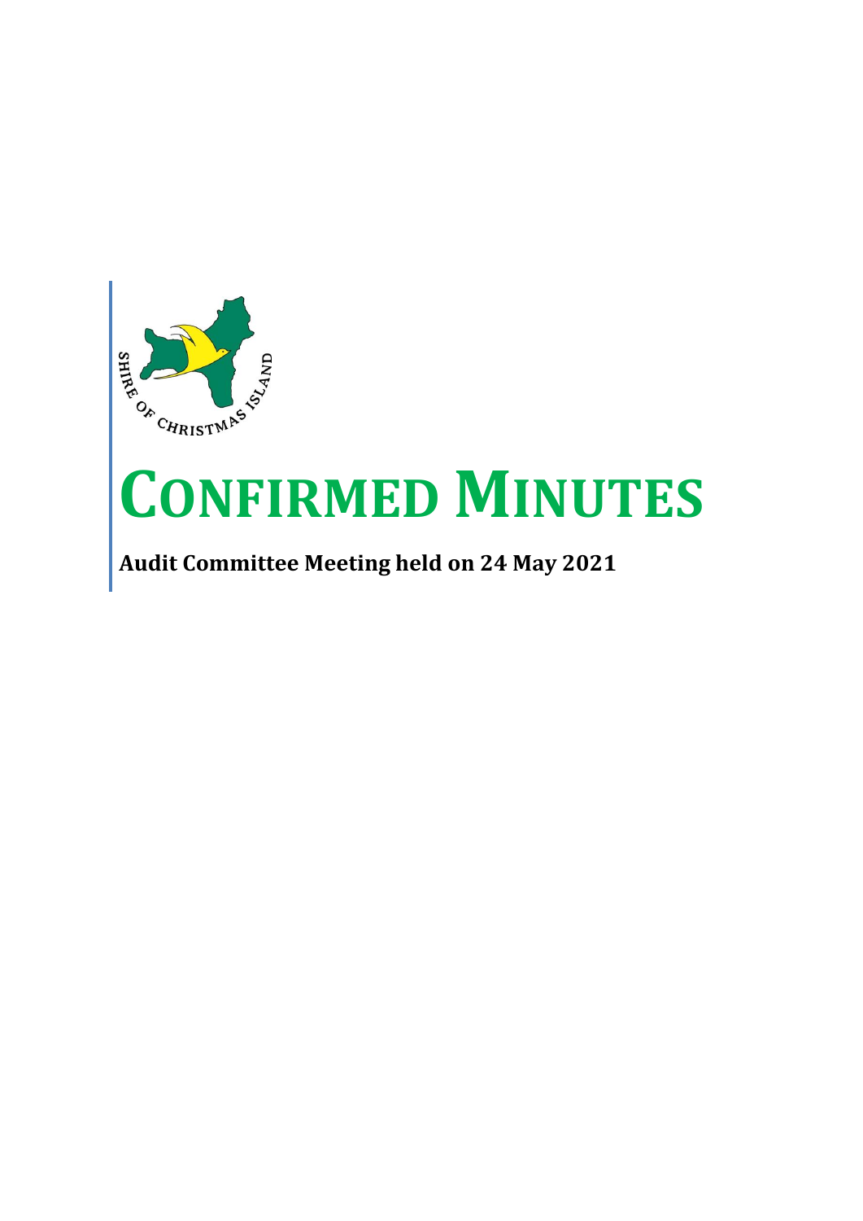# CONFIRMED MINUTES

**Audit Committee Meeting held on 24 May 2021**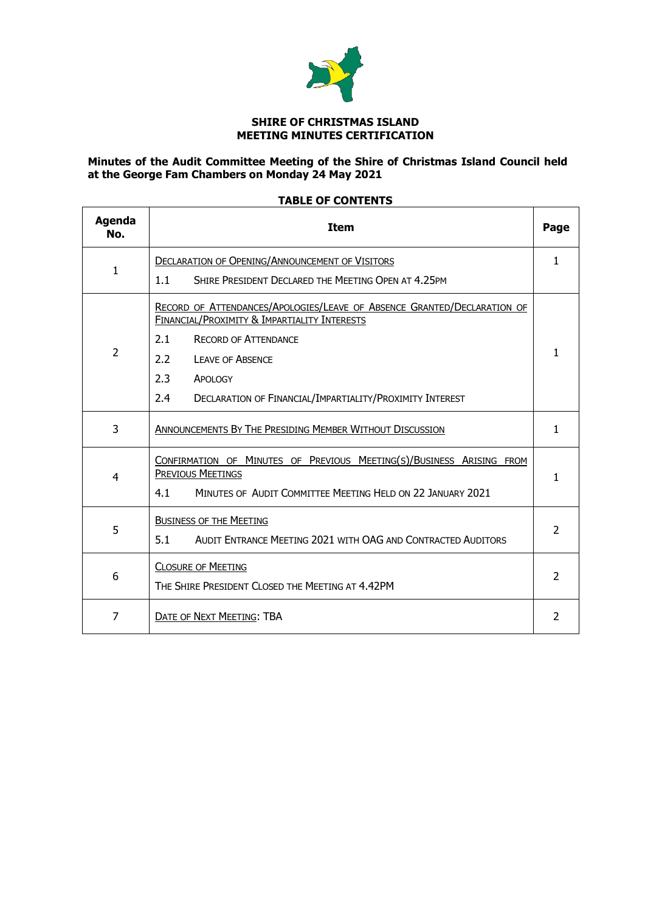**SHIRE OF CHRISTMAS ISLAND**
**MEETING MINUTES CERTIFICATION**

**Minutes of the Audit Committee Meeting of the Shire of Christmas Island Council held at the George Fam Chambers on Monday 24 May 2021**

**TABLE OF CONTENTS**

| Agenda No. | Item | Page |
|---|---|---|
| 1 | DECLARATION OF OPENING/ANNOUNCEMENT OF VISITORS<br>1.1 SHIRE PRESIDENT DECLARED THE MEETING OPEN AT 4.25PM | 1 |
| 2 | RECORD OF ATTENDANCES/APOLOGIES/LEAVE OF ABSENCE GRANTED/DECLARATION OF FINANCIAL/PROXIMITY & IMPARTIALITY INTERESTS<br>2.1 RECORD OF ATTENDANCE<br>2.2 LEAVE OF ABSENCE<br>2.3 APOLOGY<br>2.4 DECLARATION OF FINANCIAL/IMPARTIALITY/PROXIMITY INTEREST | 1 |
| 3 | ANNOUNCEMENTS BY THE PRESIDING MEMBER WITHOUT DISCUSSION | 1 |
| 4 | CONFIRMATION OF MINUTES OF PREVIOUS MEETING(S)/BUSINESS ARISING FROM PREVIOUS MEETINGS<br>4.1 MINUTES OF AUDIT COMMITTEE MEETING HELD ON 22 JANUARY 2021 | 1 |
| 5 | BUSINESS OF THE MEETING<br>5.1 AUDIT ENTRANCE MEETING 2021 WITH OAG AND CONTRACTED AUDITORS | 2 |
| 6 | CLOSURE OF MEETING<br>THE SHIRE PRESIDENT CLOSED THE MEETING AT 4.42PM | 2 |
| 7 | DATE OF NEXT MEETING: TBA | 2 |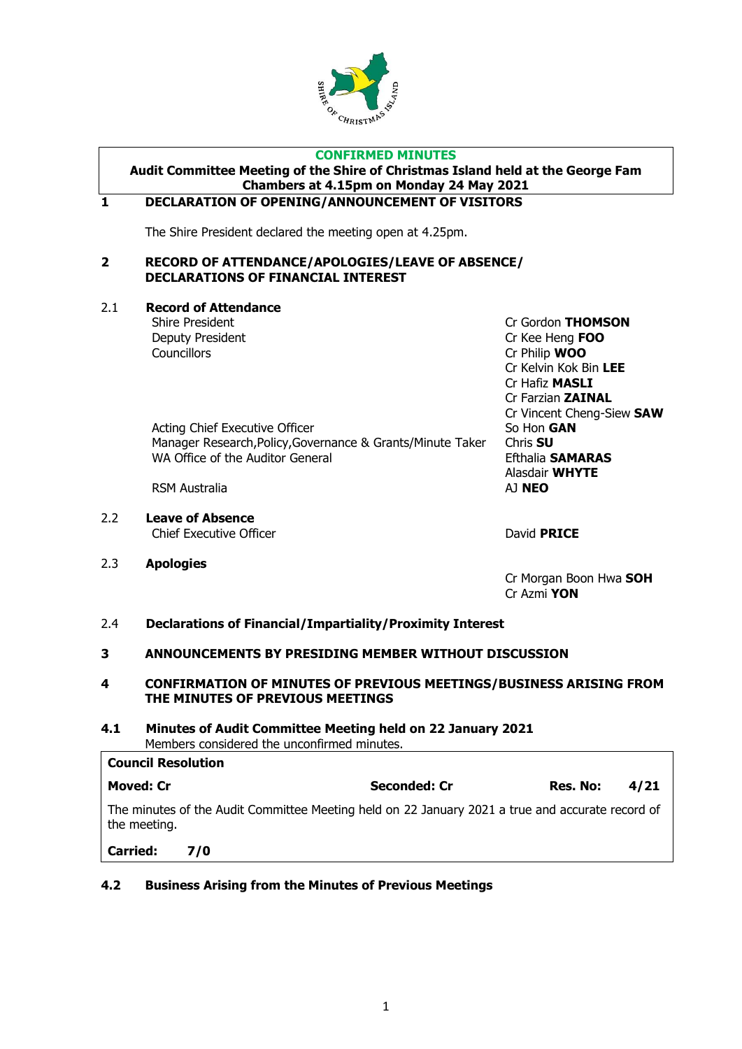**CONFIRMED MINUTES**

**Audit Committee Meeting of the Shire of Christmas Island held at the George Fam Chambers at 4.15pm on Monday 24 May 2021**

## 1 DECLARATION OF OPENING/ANNOUNCEMENT OF VISITORS

The Shire President declared the meeting open at 4.25pm.

## 2 RECORD OF ATTENDANCE/APOLOGIES/LEAVE OF ABSENCE/ DECLARATIONS OF FINANCIAL INTEREST

### 2.1 Record of Attendance

| | |
|---|---|
| Shire President | Cr Gordon **THOMSON** |
| Deputy President | Cr Kee Heng **FOO** |
| Councillors | Cr Philip **WOO** |
| | Cr Kelvin Kok Bin **LEE** |
| | Cr Hafiz **MASLI** |
| | Cr Farzian **ZAINAL** |
| | Cr Vincent Cheng-Siew **SAW** |
| Acting Chief Executive Officer | So Hon **GAN** |
| Manager Research,Policy,Governance & Grants/Minute Taker | Chris **SU** |
| WA Office of the Auditor General | Efthalia **SAMARAS** |
| | Alasdair **WHYTE** |
| RSM Australia | AJ **NEO** |

### 2.2 Leave of Absence

| | |
|---|---|
| Chief Executive Officer | David **PRICE** |

### 2.3 Apologies

Cr Morgan Boon Hwa **SOH**
Cr Azmi **YON**

### 2.4 Declarations of Financial/Impartiality/Proximity Interest

## 3 ANNOUNCEMENTS BY PRESIDING MEMBER WITHOUT DISCUSSION

## 4 CONFIRMATION OF MINUTES OF PREVIOUS MEETINGS/BUSINESS ARISING FROM THE MINUTES OF PREVIOUS MEETINGS

### 4.1 Minutes of Audit Committee Meeting held on 22 January 2021

Members considered the unconfirmed minutes.

**Council Resolution**

| **Moved: Cr** | **Seconded: Cr** | **Res. No:** | **4/21** |
|---|---|---|---|

The minutes of the Audit Committee Meeting held on 22 January 2021 a true and accurate record of the meeting.

**Carried: 7/0**

### 4.2 Business Arising from the Minutes of Previous Meetings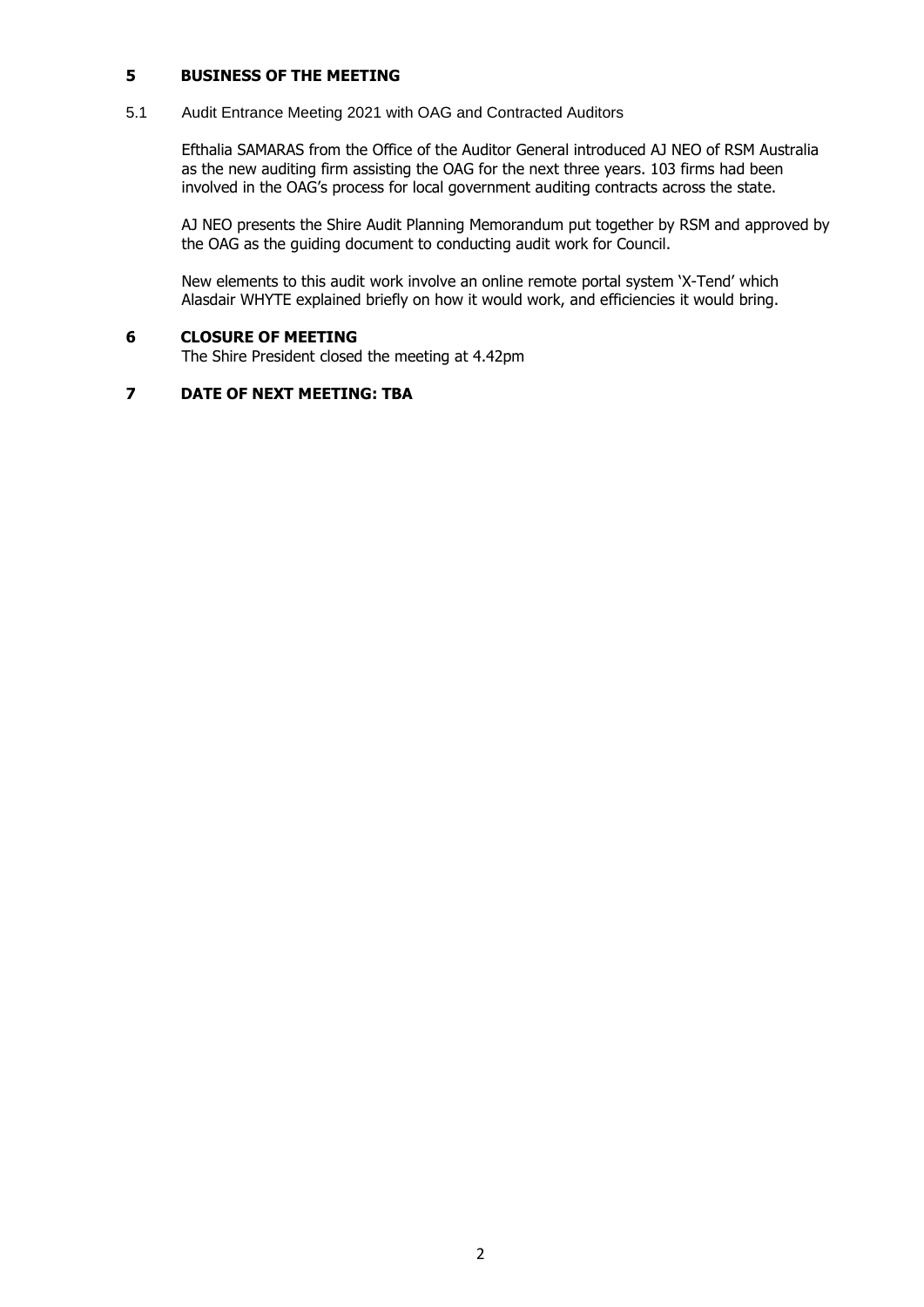## 5 BUSINESS OF THE MEETING

5.1 Audit Entrance Meeting 2021 with OAG and Contracted Auditors

Efthalia SAMARAS from the Office of the Auditor General introduced AJ NEO of RSM Australia as the new auditing firm assisting the OAG for the next three years. 103 firms had been involved in the OAG's process for local government auditing contracts across the state.

AJ NEO presents the Shire Audit Planning Memorandum put together by RSM and approved by the OAG as the guiding document to conducting audit work for Council.

New elements to this audit work involve an online remote portal system 'X-Tend' which Alasdair WHYTE explained briefly on how it would work, and efficiencies it would bring.

## 6 CLOSURE OF MEETING

The Shire President closed the meeting at 4.42pm

## 7 DATE OF NEXT MEETING: TBA